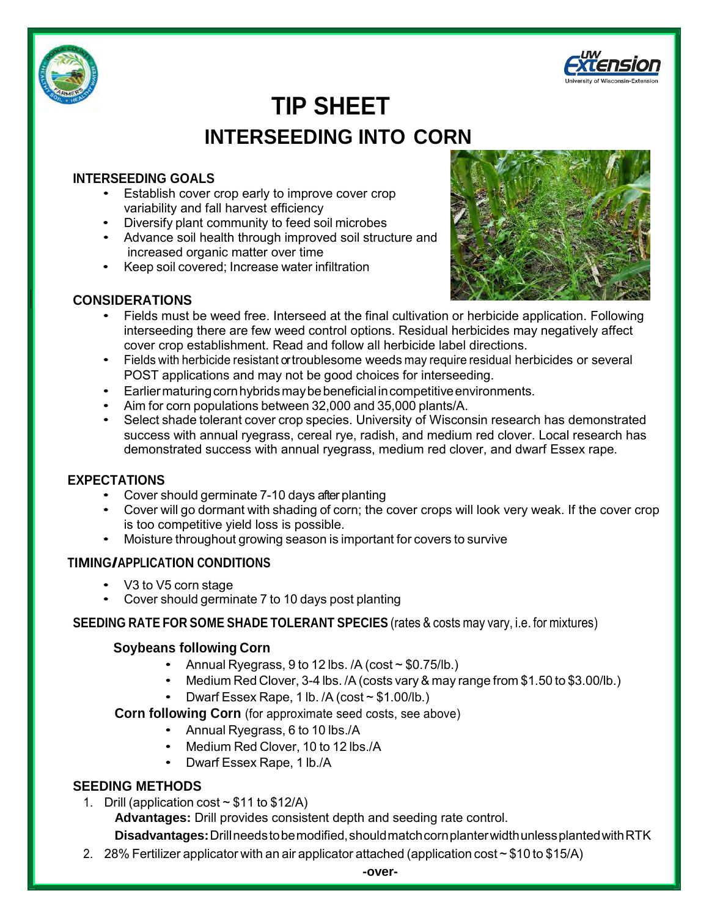# TIP SHEET

## INTERSEEDING INTO CORN

### INTERSEEDING GOALS

- Establish cover crop early to improve cover crop variability and fall harvest efficiency
- Diversify plant community to feed soil microbes
- Advance soil health through improved soil structure and increased organic matter over time
- Keep soil covered; Increase water infiltration

### CONSIDERATIONS

- Fields must be weed free. Interseed at the final cultivation or herbicide application. Following interseeding there are few weed control options. Residual herbicides may negatively affect cover crop establishment. Read and follow all herbicide label directions.
- Fields with herbicide resistant or troublesome weeds may require residual herbicides or several POST applications and may not be good choices for interseeding.
- Earlier maturing corn hybrids may be beneficial in competitive environments.
- Aim for corn populations between 32,000 and 35,000 plants/A.
- Select shade tolerant cover crop species. University of Wisconsin research has demonstrated success with annual ryegrass, cereal rye, radish, and medium red clover. Local research has demonstrated success with annual ryegrass, medium red clover, and dwarf Essex rape.

### EXPECTATIONS

- Cover should germinate 7-10 days after planting
- Cover will go dormant with shading of corn; the cover crops will look very weak. If the cover crop is too competitive yield loss is possible.
- Moisture throughout growing season is important for covers to survive

### TIMING/APPLICATION CONDITIONS

- V3 to V5 corn stage
- Cover should germinate 7 to 10 days post planting

### SEEDING RATE FOR SOME SHADE TOLERANT SPECIES (rates & costs may vary, i.e. for mixtures)

**Soybeans following Corn**

- Annual Ryegrass, 9 to 12 lbs. /A (cost ~ $0.75/lb.)
- Medium Red Clover, 3-4 lbs. /A (costs vary & may range from $1.50 to $3.00/lb.)
- Dwarf Essex Rape, 1 lb. /A (cost ~ $1.00/lb.)

**Corn following Corn** (for approximate seed costs, see above)

- Annual Ryegrass, 6 to 10 lbs./A
- Medium Red Clover, 10 to 12 lbs./A
- Dwarf Essex Rape, 1 lb./A

### SEEDING METHODS

1. Drill (application cost ~ $11 to $12/A)

   **Advantages:** Drill provides consistent depth and seeding rate control.

   **Disadvantages:** Drill needs to be modified, should match corn planter width unless planted with RTK

2. 28% Fertilizer applicator with an air applicator attached (application cost ~ $10 to $15/A)

-over-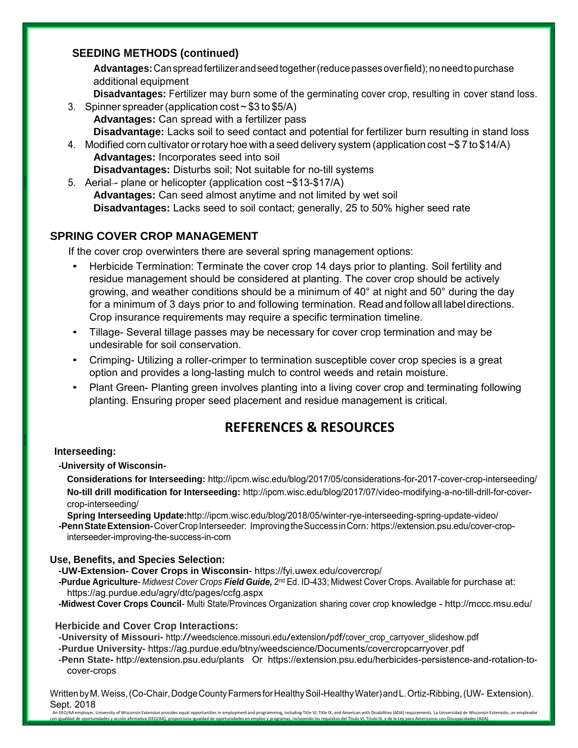## SEEDING METHODS (continued)

**Advantages:** Can spread fertilizer and seed together (reduce passes over field); no need to purchase additional equipment

**Disadvantages:** Fertilizer may burn some of the germinating cover crop, resulting in cover stand loss.

3. Spinner spreader (application cost ~ $3 to $5/A)

   **Advantages:** Can spread with a fertilizer pass

   **Disadvantage:** Lacks soil to seed contact and potential for fertilizer burn resulting in stand loss

4. Modified corn cultivator or rotary hoe with a seed delivery system (application cost ~$ 7 to $14/A)

   **Advantages:** Incorporates seed into soil

   **Disadvantages:** Disturbs soil; Not suitable for no-till systems

5. Aerial - plane or helicopter (application cost ~$13-$17/A)

   **Advantages:** Can seed almost anytime and not limited by wet soil

   **Disadvantages:** Lacks seed to soil contact; generally, 25 to 50% higher seed rate

## SPRING COVER CROP MANAGEMENT

If the cover crop overwinters there are several spring management options:

- Herbicide Termination: Terminate the cover crop 14 days prior to planting. Soil fertility and residue management should be considered at planting. The cover crop should be actively growing, and weather conditions should be a minimum of 40° at night and 50° during the day for a minimum of 3 days prior to and following termination. Read and follow all label directions. Crop insurance requirements may require a specific termination timeline.
- Tillage- Several tillage passes may be necessary for cover crop termination and may be undesirable for soil conservation.
- Crimping- Utilizing a roller-crimper to termination susceptible cover crop species is a great option and provides a long-lasting mulch to control weeds and retain moisture.
- Plant Green- Planting green involves planting into a living cover crop and terminating following planting. Ensuring proper seed placement and residue management is critical.

# REFERENCES & RESOURCES

### Interseeding:

**-University of Wisconsin-**

**Considerations for Interseeding:** http://ipcm.wisc.edu/blog/2017/05/considerations-for-2017-cover-crop-interseeding/

**No-till drill modification for Interseeding:** http://ipcm.wisc.edu/blog/2017/07/video-modifying-a-no-till-drill-for-cover-crop-interseeding/

**Spring Interseeding Update:** http://ipcm.wisc.edu/blog/2018/05/winter-rye-interseeding-spring-update-video/

**-Penn State Extension-** Cover Crop Interseeder: Improving the Success in Corn: https://extension.psu.edu/cover-crop-interseeder-improving-the-success-in-corn

### Use, Benefits, and Species Selection:

**-UW-Extension- Cover Crops in Wisconsin**- https://fyi.uwex.edu/covercrop/

**-Purdue Agriculture**- *Midwest Cover Crops* ***Field Guide,*** 2nd Ed. ID-433; Midwest Cover Crops. Available for purchase at: https://ag.purdue.edu/agry/dtc/pages/ccfg.aspx

**-Midwest Cover Crops Council**- Multi State/Provinces Organization sharing cover crop knowledge - http://mccc.msu.edu/

### Herbicide and Cover Crop Interactions:

**-University of Missouri-** http://weedscience.missouri.edu/extension/pdf/cover_crop_carryover_slideshow.pdf

**-Purdue University-** https://ag.purdue.edu/btny/weedscience/Documents/covercropcarryover.pdf

**-Penn State-** http://extension.psu.edu/plants Or https://extension.psu.edu/herbicides-persistence-and-rotation-to-cover-crops

Written by M. Weiss, (Co-Chair, Dodge County Farmers for Healthy Soil-Healthy Water) and L. Ortiz-Ribbing, (UW- Extension). Sept. 2018

An EEO/AA employer, University of Wisconsin Extension provides equal opportunities in employment and programming, including Title VI, Title IX, and American with Disabilities (ADA) requirements. La Universidad de Wisconsin-Extensión, un empleador con igualdad de oportunidades y acción afirmativa (EEO/AA), proporciona igualdad de oportunidades en empleo y programas, incluyendo los requisitos del Título VI, Título IX, y de la Ley para Americanos con Discapacidades (ADA).